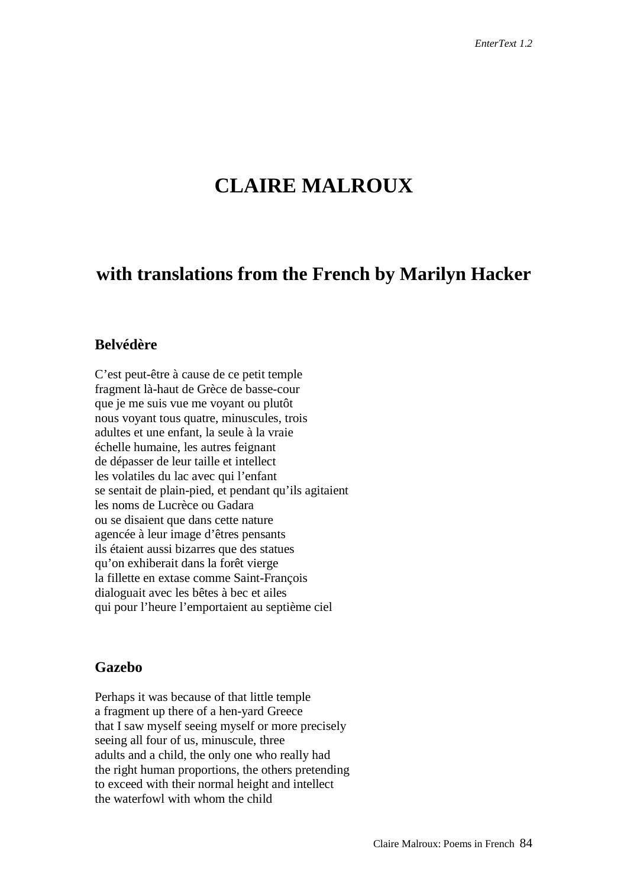# CLAIRE MALROUX

## with translations from the French by Marilyn Hacker

### Belvédère

C'est peut-être à cause de ce petit temple  
fragment là-haut de Grèce de basse-cour  
que je me suis vue me voyant ou plutôt  
nous voyant tous quatre, minuscules, trois  
adultes et une enfant, la seule à la vraie  
échelle humaine, les autres feignant  
de dépasser de leur taille et intellect  
les volatiles du lac avec qui l'enfant  
se sentait de plain-pied, et pendant qu'ils agitaient  
les noms de Lucrèce ou Gadara  
ou se disaient que dans cette nature  
agencée à leur image d'êtres pensants  
ils étaient aussi bizarres que des statues  
qu'on exhiberait dans la forêt vierge  
la fillette en extase comme Saint-François  
dialoguait avec les bêtes à bec et ailes  
qui pour l'heure l'emportaient au septième ciel

### Gazebo

Perhaps it was because of that little temple  
a fragment up there of a hen-yard Greece  
that I saw myself seeing myself or more precisely  
seeing all four of us, minuscule, three  
adults and a child, the only one who really had  
the right human proportions, the others pretending  
to exceed with their normal height and intellect  
the waterfowl with whom the child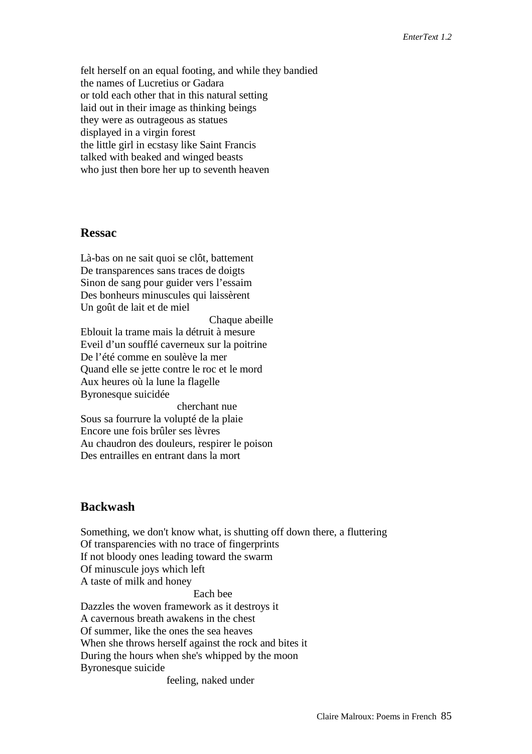felt herself on an equal footing, and while they bandied
the names of Lucretius or Gadara
or told each other that in this natural setting
laid out in their image as thinking beings
they were as outrageous as statues
displayed in a virgin forest
the little girl in ecstasy like Saint Francis
talked with beaked and winged beasts
who just then bore her up to seventh heaven

## Ressac

Là-bas on ne sait quoi se clôt, battement
De transparences sans traces de doigts
Sinon de sang pour guider vers l'essaim
Des bonheurs minuscules qui laissèrent
Un goût de lait et de miel
                                        Chaque abeille
Eblouit la trame mais la détruit à mesure
Eveil d'un soufflé caverneux sur la poitrine
De l'été comme en soulève la mer
Quand elle se jette contre le roc et le mord
Aux heures où la lune la flagelle
Byronesque suicidée
                              cherchant nue
Sous sa fourrure la volupté de la plaie
Encore une fois brûler ses lèvres
Au chaudron des douleurs, respirer le poison
Des entrailles en entrant dans la mort

## Backwash

Something, we don't know what, is shutting off down there, a fluttering
Of transparencies with no trace of fingerprints
If not bloody ones leading toward the swarm
Of minuscule joys which left
A taste of milk and honey
                                    Each bee
Dazzles the woven framework as it destroys it
A cavernous breath awakens in the chest
Of summer, like the ones the sea heaves
When she throws herself against the rock and bites it
During the hours when she's whipped by the moon
Byronesque suicide
                           feeling, naked under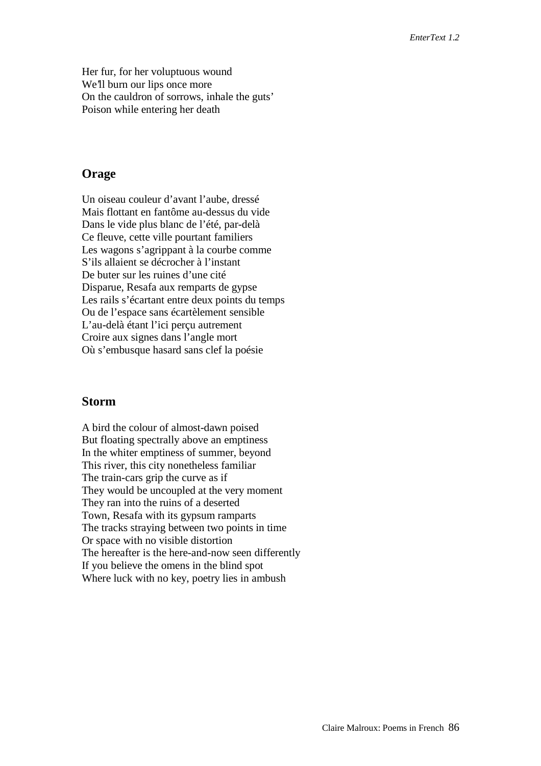Her fur, for her voluptuous wound
We'll burn our lips once more
On the cauldron of sorrows, inhale the guts'
Poison while entering her death

## Orage

Un oiseau couleur d'avant l'aube, dressé
Mais flottant en fantôme au-dessus du vide
Dans le vide plus blanc de l'été, par-delà
Ce fleuve, cette ville pourtant familiers
Les wagons s'agrippant à la courbe comme
S'ils allaient se décrocher à l'instant
De buter sur les ruines d'une cité
Disparue, Resafa aux remparts de gypse
Les rails s'écartant entre deux points du temps
Ou de l'espace sans écartèlement sensible
L'au-delà étant l'ici perçu autrement
Croire aux signes dans l'angle mort
Où s'embusque hasard sans clef la poésie

## Storm

A bird the colour of almost-dawn poised
But floating spectrally above an emptiness
In the whiter emptiness of summer, beyond
This river, this city nonetheless familiar
The train-cars grip the curve as if
They would be uncoupled at the very moment
They ran into the ruins of a deserted
Town, Resafa with its gypsum ramparts
The tracks straying between two points in time
Or space with no visible distortion
The hereafter is the here-and-now seen differently
If you believe the omens in the blind spot
Where luck with no key, poetry lies in ambush